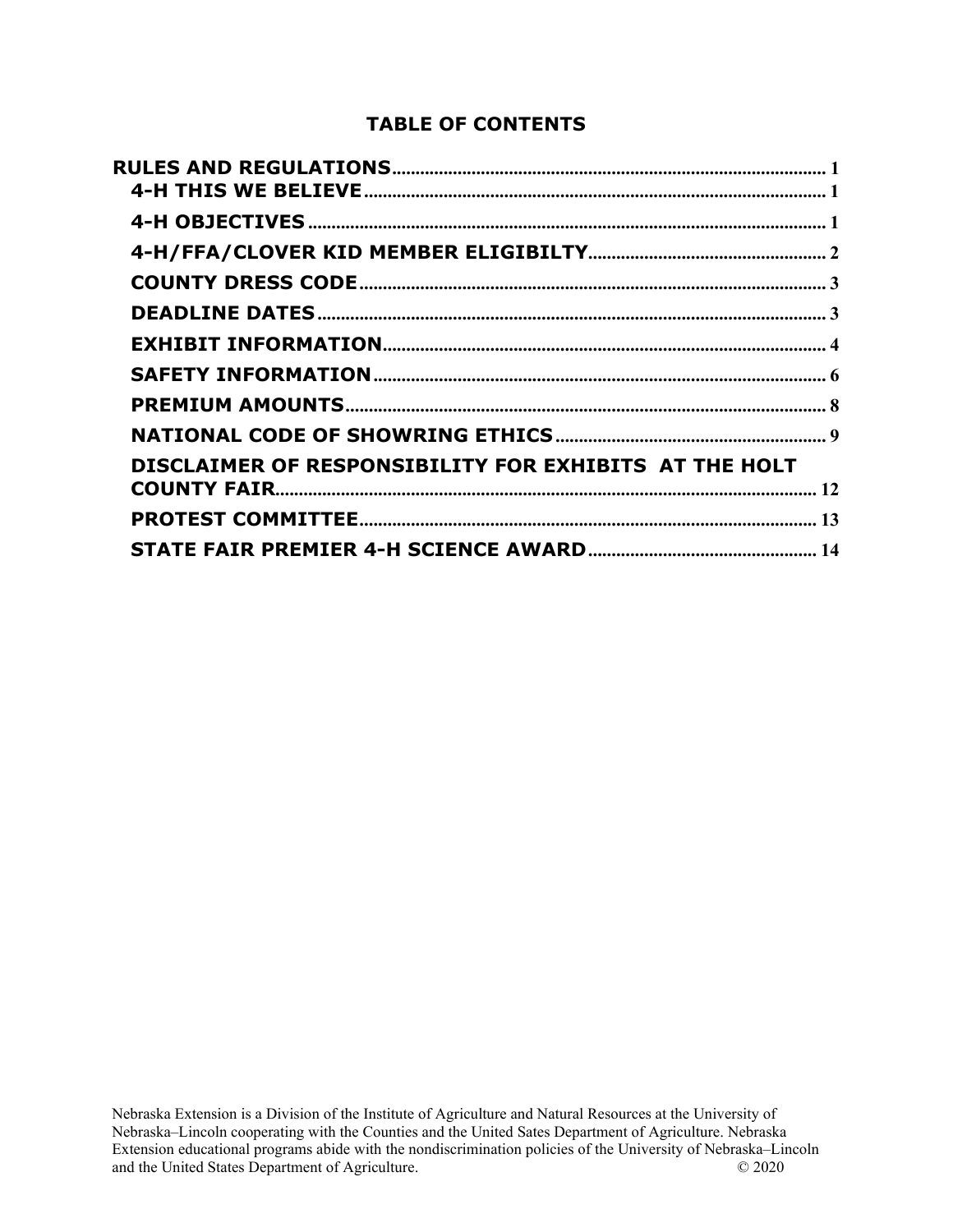# TABLE OF CONTENTS

RULES AND REGULATIONS ..... 1
- 4-H THIS WE BELIEVE ..... 1
- 4-H OBJECTIVES ..... 1
- 4-H/FFA/CLOVER KID MEMBER ELIGIBILTY ..... 2
- COUNTY DRESS CODE ..... 3
- DEADLINE DATES ..... 3
- EXHIBIT INFORMATION ..... 4
- SAFETY INFORMATION ..... 6
- PREMIUM AMOUNTS ..... 8
- NATIONAL CODE OF SHOWRING ETHICS ..... 9
- DISCLAIMER OF RESPONSIBILITY FOR EXHIBITS AT THE HOLT COUNTY FAIR ..... 12
- PROTEST COMMITTEE ..... 13
- STATE FAIR PREMIER 4-H SCIENCE AWARD ..... 14

Nebraska Extension is a Division of the Institute of Agriculture and Natural Resources at the University of Nebraska–Lincoln cooperating with the Counties and the United Sates Department of Agriculture. Nebraska Extension educational programs abide with the nondiscrimination policies of the University of Nebraska–Lincoln and the United States Department of Agriculture. © 2020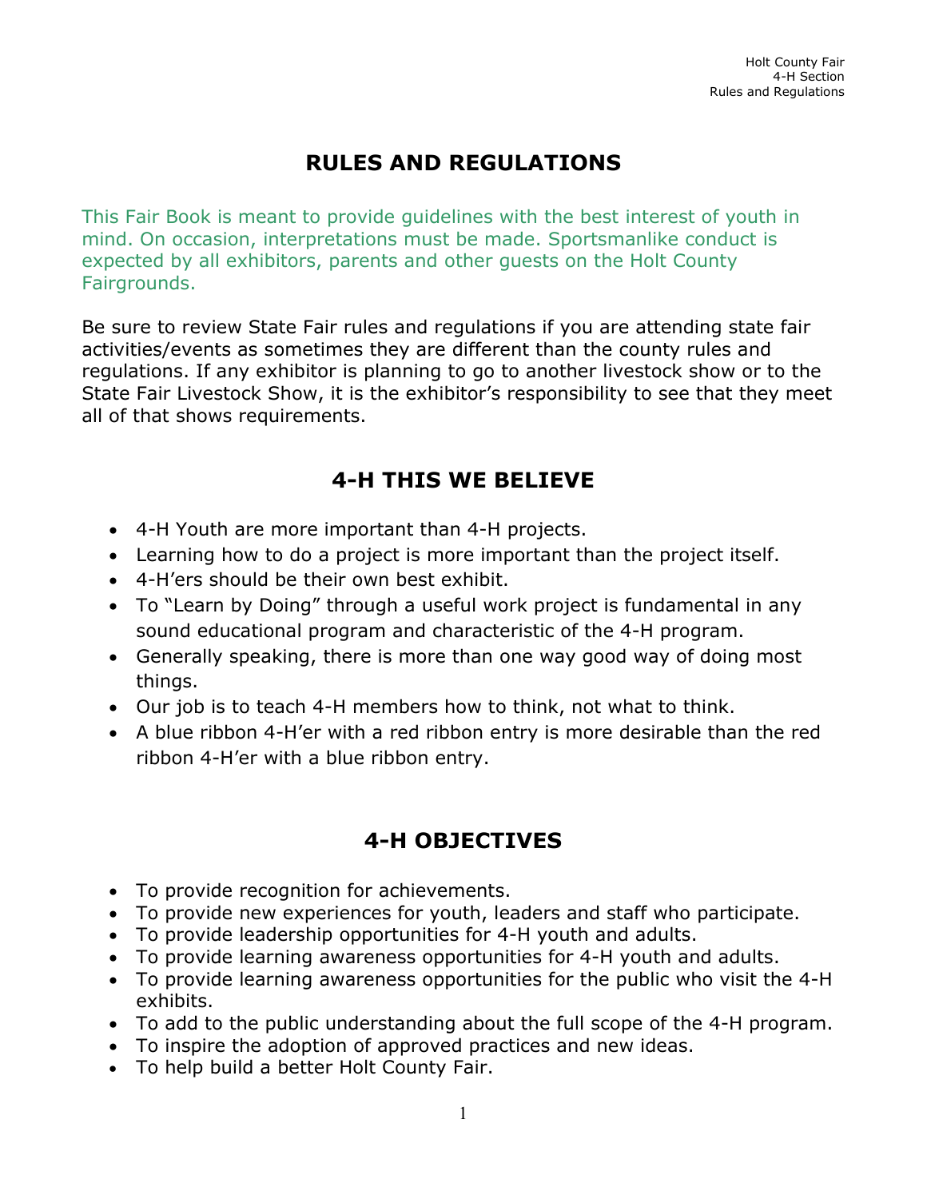# RULES AND REGULATIONS

This Fair Book is meant to provide guidelines with the best interest of youth in mind. On occasion, interpretations must be made. Sportsmanlike conduct is expected by all exhibitors, parents and other guests on the Holt County Fairgrounds.

Be sure to review State Fair rules and regulations if you are attending state fair activities/events as sometimes they are different than the county rules and regulations. If any exhibitor is planning to go to another livestock show or to the State Fair Livestock Show, it is the exhibitor's responsibility to see that they meet all of that shows requirements.

# 4-H THIS WE BELIEVE

- 4-H Youth are more important than 4-H projects.
- Learning how to do a project is more important than the project itself.
- 4-H'ers should be their own best exhibit.
- To "Learn by Doing" through a useful work project is fundamental in any sound educational program and characteristic of the 4-H program.
- Generally speaking, there is more than one way good way of doing most things.
- Our job is to teach 4-H members how to think, not what to think.
- A blue ribbon 4-H'er with a red ribbon entry is more desirable than the red ribbon 4-H'er with a blue ribbon entry.

# 4-H OBJECTIVES

- To provide recognition for achievements.
- To provide new experiences for youth, leaders and staff who participate.
- To provide leadership opportunities for 4-H youth and adults.
- To provide learning awareness opportunities for 4-H youth and adults.
- To provide learning awareness opportunities for the public who visit the 4-H exhibits.
- To add to the public understanding about the full scope of the 4-H program.
- To inspire the adoption of approved practices and new ideas.
- To help build a better Holt County Fair.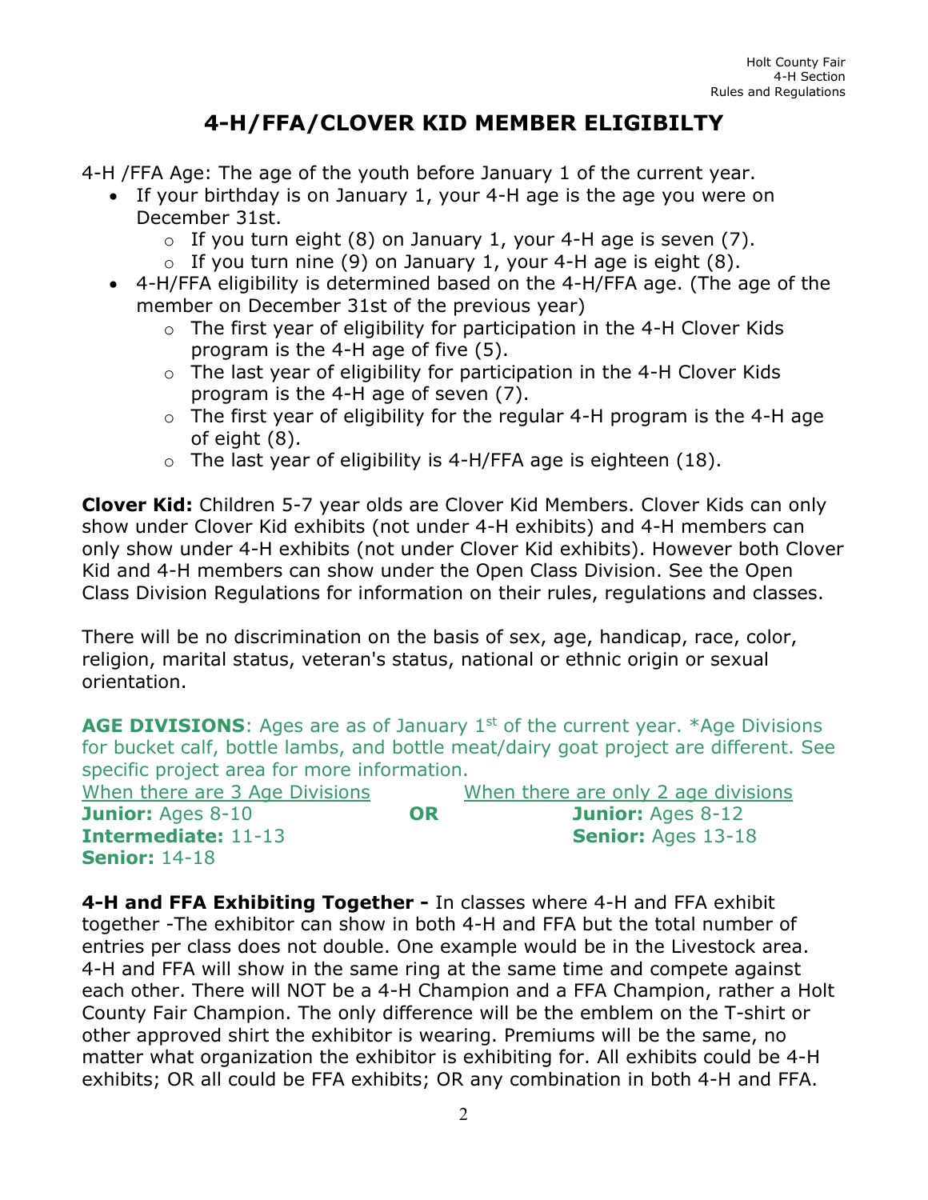# 4-H/FFA/CLOVER KID MEMBER ELIGIBILTY

4-H /FFA Age: The age of the youth before January 1 of the current year.

- If your birthday is on January 1, your 4-H age is the age you were on December 31st.
  - If you turn eight (8) on January 1, your 4-H age is seven (7).
  - If you turn nine (9) on January 1, your 4-H age is eight (8).
- 4-H/FFA eligibility is determined based on the 4-H/FFA age. (The age of the member on December 31st of the previous year)
  - The first year of eligibility for participation in the 4-H Clover Kids program is the 4-H age of five (5).
  - The last year of eligibility for participation in the 4-H Clover Kids program is the 4-H age of seven (7).
  - The first year of eligibility for the regular 4-H program is the 4-H age of eight (8).
  - The last year of eligibility is 4-H/FFA age is eighteen (18).

**Clover Kid:** Children 5-7 year olds are Clover Kid Members. Clover Kids can only show under Clover Kid exhibits (not under 4-H exhibits) and 4-H members can only show under 4-H exhibits (not under Clover Kid exhibits). However both Clover Kid and 4-H members can show under the Open Class Division. See the Open Class Division Regulations for information on their rules, regulations and classes.

There will be no discrimination on the basis of sex, age, handicap, race, color, religion, marital status, veteran's status, national or ethnic origin or sexual orientation.

**AGE DIVISIONS**: Ages are as of January 1st of the current year. *Age Divisions for bucket calf, bottle lambs, and bottle meat/dairy goat project are different. See specific project area for more information.

| When there are 3 Age Divisions | | When there are only 2 age divisions |
|---|---|---|
| **Junior:** Ages 8-10 | **OR** | **Junior:** Ages 8-12 |
| **Intermediate:** 11-13 | | **Senior:** Ages 13-18 |
| **Senior:** 14-18 | | |

**4-H and FFA Exhibiting Together -** In classes where 4-H and FFA exhibit together -The exhibitor can show in both 4-H and FFA but the total number of entries per class does not double. One example would be in the Livestock area. 4-H and FFA will show in the same ring at the same time and compete against each other. There will NOT be a 4-H Champion and a FFA Champion, rather a Holt County Fair Champion. The only difference will be the emblem on the T-shirt or other approved shirt the exhibitor is wearing. Premiums will be the same, no matter what organization the exhibitor is exhibiting for. All exhibits could be 4-H exhibits; OR all could be FFA exhibits; OR any combination in both 4-H and FFA.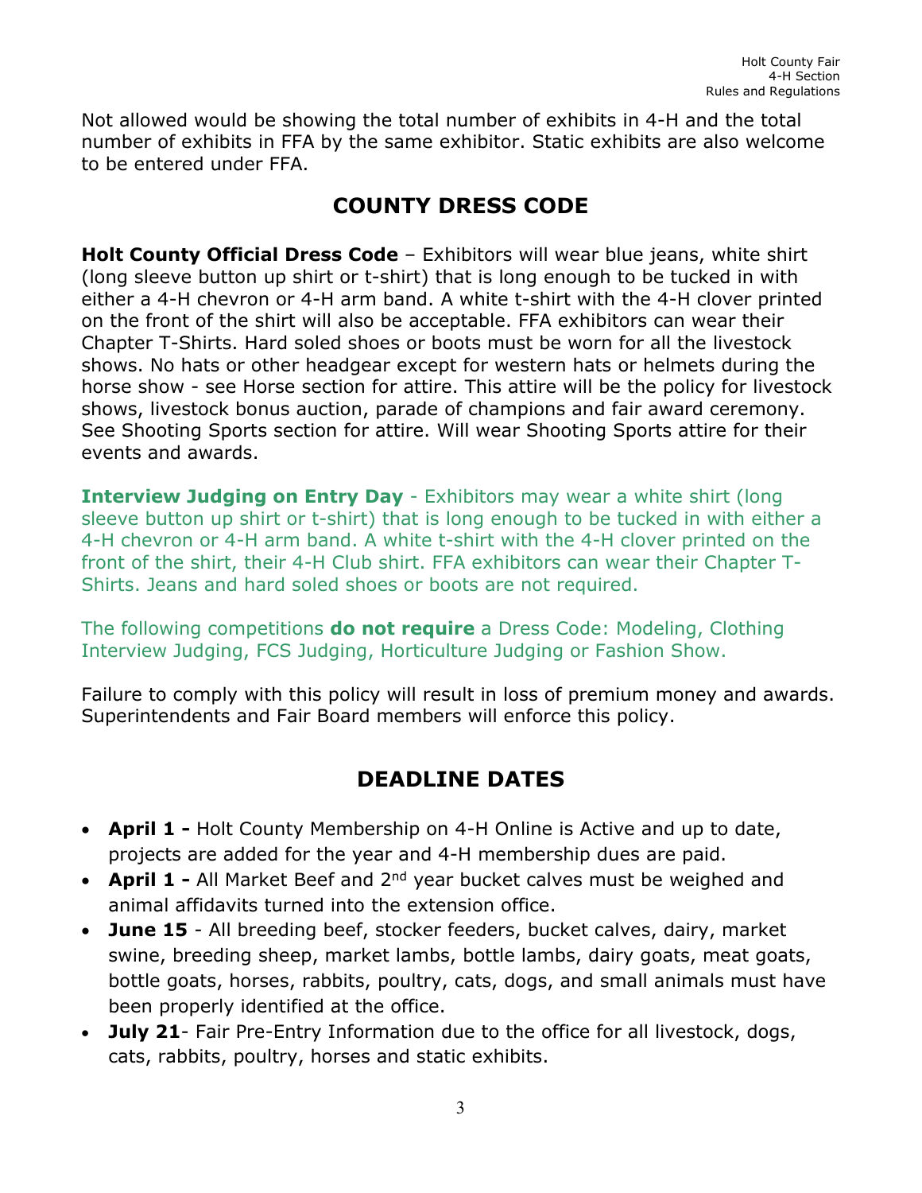Not allowed would be showing the total number of exhibits in 4-H and the total number of exhibits in FFA by the same exhibitor. Static exhibits are also welcome to be entered under FFA.

## COUNTY DRESS CODE

**Holt County Official Dress Code** – Exhibitors will wear blue jeans, white shirt (long sleeve button up shirt or t-shirt) that is long enough to be tucked in with either a 4-H chevron or 4-H arm band. A white t-shirt with the 4-H clover printed on the front of the shirt will also be acceptable. FFA exhibitors can wear their Chapter T-Shirts. Hard soled shoes or boots must be worn for all the livestock shows. No hats or other headgear except for western hats or helmets during the horse show - see Horse section for attire. This attire will be the policy for livestock shows, livestock bonus auction, parade of champions and fair award ceremony. See Shooting Sports section for attire. Will wear Shooting Sports attire for their events and awards.

**Interview Judging on Entry Day** - Exhibitors may wear a white shirt (long sleeve button up shirt or t-shirt) that is long enough to be tucked in with either a 4-H chevron or 4-H arm band. A white t-shirt with the 4-H clover printed on the front of the shirt, their 4-H Club shirt. FFA exhibitors can wear their Chapter T-Shirts. Jeans and hard soled shoes or boots are not required.

The following competitions **do not require** a Dress Code: Modeling, Clothing Interview Judging, FCS Judging, Horticulture Judging or Fashion Show.

Failure to comply with this policy will result in loss of premium money and awards. Superintendents and Fair Board members will enforce this policy.

## DEADLINE DATES

- **April 1 -** Holt County Membership on 4-H Online is Active and up to date, projects are added for the year and 4-H membership dues are paid.
- **April 1 -** All Market Beef and 2nd year bucket calves must be weighed and animal affidavits turned into the extension office.
- **June 15** - All breeding beef, stocker feeders, bucket calves, dairy, market swine, breeding sheep, market lambs, bottle lambs, dairy goats, meat goats, bottle goats, horses, rabbits, poultry, cats, dogs, and small animals must have been properly identified at the office.
- **July 21**- Fair Pre-Entry Information due to the office for all livestock, dogs, cats, rabbits, poultry, horses and static exhibits.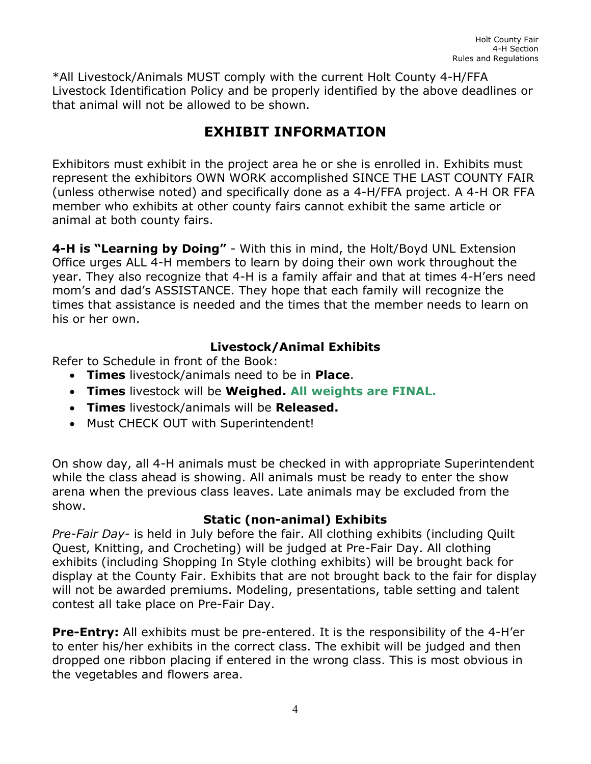*All Livestock/Animals MUST comply with the current Holt County 4-H/FFA Livestock Identification Policy and be properly identified by the above deadlines or that animal will not be allowed to be shown.

## EXHIBIT INFORMATION

Exhibitors must exhibit in the project area he or she is enrolled in. Exhibits must represent the exhibitors OWN WORK accomplished SINCE THE LAST COUNTY FAIR (unless otherwise noted) and specifically done as a 4-H/FFA project. A 4-H OR FFA member who exhibits at other county fairs cannot exhibit the same article or animal at both county fairs.

**4-H is "Learning by Doing"** - With this in mind, the Holt/Boyd UNL Extension Office urges ALL 4-H members to learn by doing their own work throughout the year. They also recognize that 4-H is a family affair and that at times 4-H'ers need mom's and dad's ASSISTANCE. They hope that each family will recognize the times that assistance is needed and the times that the member needs to learn on his or her own.

### Livestock/Animal Exhibits

Refer to Schedule in front of the Book:

- **Times** livestock/animals need to be in **Place**.
- **Times** livestock will be **Weighed. All weights are FINAL.**
- **Times** livestock/animals will be **Released.**
- Must CHECK OUT with Superintendent!

On show day, all 4-H animals must be checked in with appropriate Superintendent while the class ahead is showing. All animals must be ready to enter the show arena when the previous class leaves. Late animals may be excluded from the show.

### Static (non-animal) Exhibits

*Pre-Fair Day*- is held in July before the fair. All clothing exhibits (including Quilt Quest, Knitting, and Crocheting) will be judged at Pre-Fair Day. All clothing exhibits (including Shopping In Style clothing exhibits) will be brought back for display at the County Fair. Exhibits that are not brought back to the fair for display will not be awarded premiums. Modeling, presentations, table setting and talent contest all take place on Pre-Fair Day.

**Pre-Entry:** All exhibits must be pre-entered. It is the responsibility of the 4-H'er to enter his/her exhibits in the correct class. The exhibit will be judged and then dropped one ribbon placing if entered in the wrong class. This is most obvious in the vegetables and flowers area.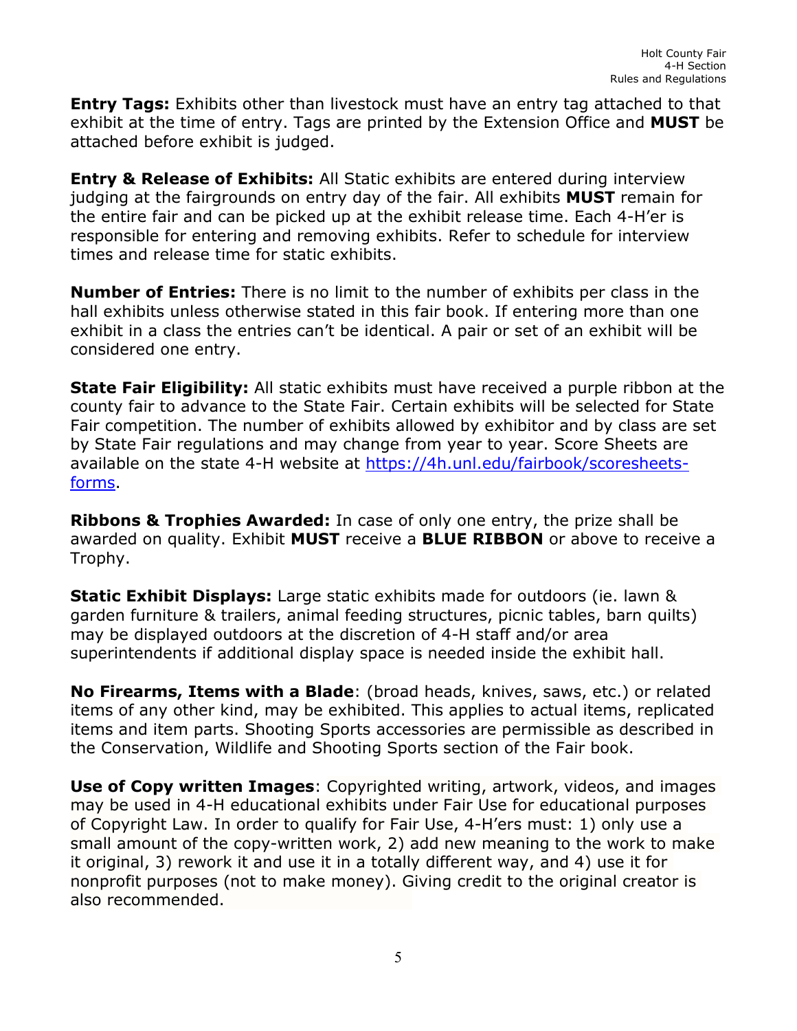**Entry Tags:** Exhibits other than livestock must have an entry tag attached to that exhibit at the time of entry. Tags are printed by the Extension Office and **MUST** be attached before exhibit is judged.

**Entry & Release of Exhibits:** All Static exhibits are entered during interview judging at the fairgrounds on entry day of the fair. All exhibits **MUST** remain for the entire fair and can be picked up at the exhibit release time. Each 4-H'er is responsible for entering and removing exhibits. Refer to schedule for interview times and release time for static exhibits.

**Number of Entries:** There is no limit to the number of exhibits per class in the hall exhibits unless otherwise stated in this fair book. If entering more than one exhibit in a class the entries can't be identical. A pair or set of an exhibit will be considered one entry.

**State Fair Eligibility:** All static exhibits must have received a purple ribbon at the county fair to advance to the State Fair. Certain exhibits will be selected for State Fair competition. The number of exhibits allowed by exhibitor and by class are set by State Fair regulations and may change from year to year. Score Sheets are available on the state 4-H website at [https://4h.unl.edu/fairbook/scoresheets-forms](https://4h.unl.edu/fairbook/scoresheets-forms).

**Ribbons & Trophies Awarded:** In case of only one entry, the prize shall be awarded on quality. Exhibit **MUST** receive a **BLUE RIBBON** or above to receive a Trophy.

**Static Exhibit Displays:** Large static exhibits made for outdoors (ie. lawn & garden furniture & trailers, animal feeding structures, picnic tables, barn quilts) may be displayed outdoors at the discretion of 4-H staff and/or area superintendents if additional display space is needed inside the exhibit hall.

**No Firearms, Items with a Blade**: (broad heads, knives, saws, etc.) or related items of any other kind, may be exhibited. This applies to actual items, replicated items and item parts. Shooting Sports accessories are permissible as described in the Conservation, Wildlife and Shooting Sports section of the Fair book.

**Use of Copy written Images**: Copyrighted writing, artwork, videos, and images may be used in 4-H educational exhibits under Fair Use for educational purposes of Copyright Law. In order to qualify for Fair Use, 4-H'ers must: 1) only use a small amount of the copy-written work, 2) add new meaning to the work to make it original, 3) rework it and use it in a totally different way, and 4) use it for nonprofit purposes (not to make money). Giving credit to the original creator is also recommended.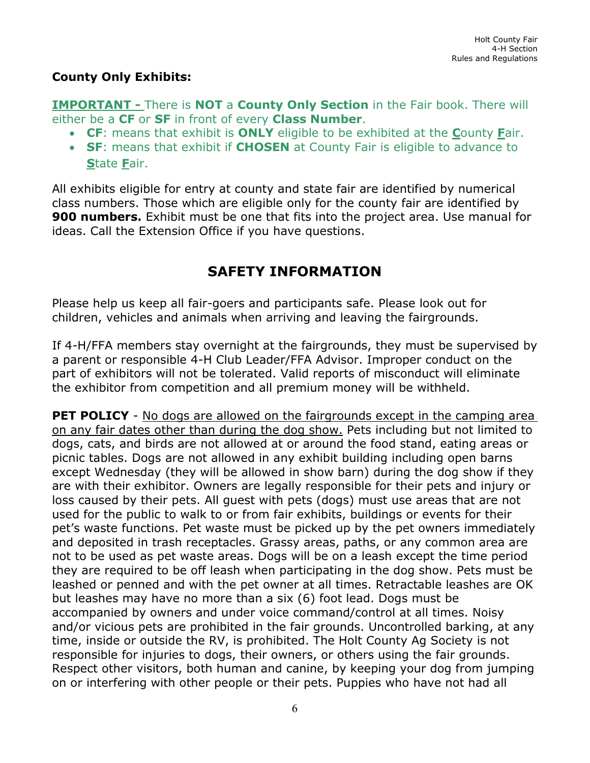**County Only Exhibits:**

**IMPORTANT -** There is **NOT** a **County Only Section** in the Fair book. There will either be a **CF** or **SF** in front of every **Class Number**.

- **CF**: means that exhibit is **ONLY** eligible to be exhibited at the **C**ounty **F**air.
- **SF**: means that exhibit if **CHOSEN** at County Fair is eligible to advance to **S**tate **F**air.

All exhibits eligible for entry at county and state fair are identified by numerical class numbers. Those which are eligible only for the county fair are identified by **900 numbers.** Exhibit must be one that fits into the project area. Use manual for ideas. Call the Extension Office if you have questions.

## SAFETY INFORMATION

Please help us keep all fair-goers and participants safe. Please look out for children, vehicles and animals when arriving and leaving the fairgrounds.

If 4-H/FFA members stay overnight at the fairgrounds, they must be supervised by a parent or responsible 4-H Club Leader/FFA Advisor. Improper conduct on the part of exhibitors will not be tolerated. Valid reports of misconduct will eliminate the exhibitor from competition and all premium money will be withheld.

**PET POLICY** - No dogs are allowed on the fairgrounds except in the camping area on any fair dates other than during the dog show. Pets including but not limited to dogs, cats, and birds are not allowed at or around the food stand, eating areas or picnic tables. Dogs are not allowed in any exhibit building including open barns except Wednesday (they will be allowed in show barn) during the dog show if they are with their exhibitor. Owners are legally responsible for their pets and injury or loss caused by their pets. All guest with pets (dogs) must use areas that are not used for the public to walk to or from fair exhibits, buildings or events for their pet's waste functions. Pet waste must be picked up by the pet owners immediately and deposited in trash receptacles. Grassy areas, paths, or any common area are not to be used as pet waste areas. Dogs will be on a leash except the time period they are required to be off leash when participating in the dog show. Pets must be leashed or penned and with the pet owner at all times. Retractable leashes are OK but leashes may have no more than a six (6) foot lead. Dogs must be accompanied by owners and under voice command/control at all times. Noisy and/or vicious pets are prohibited in the fair grounds. Uncontrolled barking, at any time, inside or outside the RV, is prohibited. The Holt County Ag Society is not responsible for injuries to dogs, their owners, or others using the fair grounds. Respect other visitors, both human and canine, by keeping your dog from jumping on or interfering with other people or their pets. Puppies who have not had all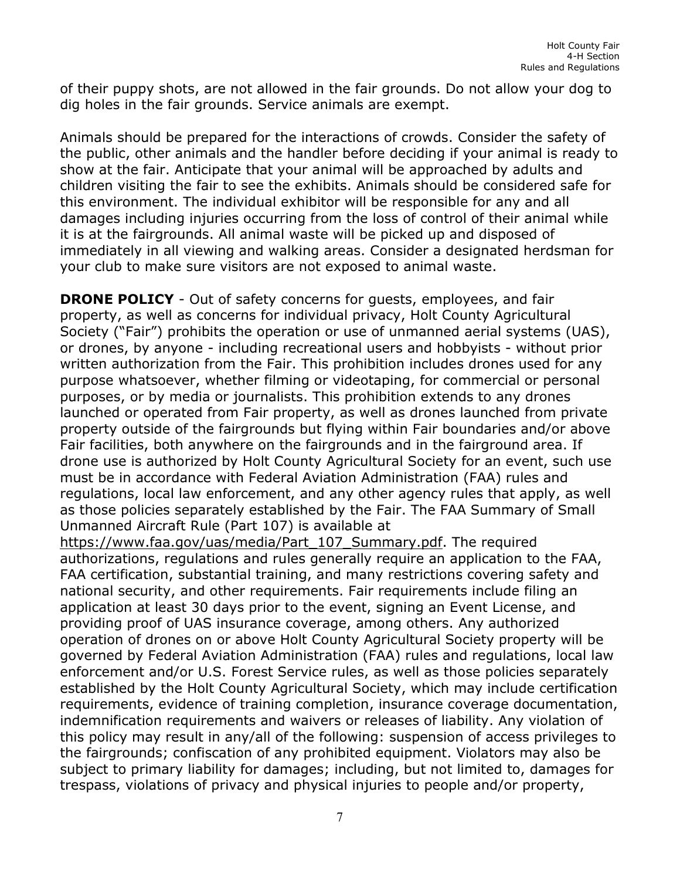of their puppy shots, are not allowed in the fair grounds. Do not allow your dog to dig holes in the fair grounds. Service animals are exempt.

Animals should be prepared for the interactions of crowds. Consider the safety of the public, other animals and the handler before deciding if your animal is ready to show at the fair. Anticipate that your animal will be approached by adults and children visiting the fair to see the exhibits. Animals should be considered safe for this environment. The individual exhibitor will be responsible for any and all damages including injuries occurring from the loss of control of their animal while it is at the fairgrounds. All animal waste will be picked up and disposed of immediately in all viewing and walking areas. Consider a designated herdsman for your club to make sure visitors are not exposed to animal waste.

**DRONE POLICY** - Out of safety concerns for guests, employees, and fair property, as well as concerns for individual privacy, Holt County Agricultural Society ("Fair") prohibits the operation or use of unmanned aerial systems (UAS), or drones, by anyone - including recreational users and hobbyists - without prior written authorization from the Fair. This prohibition includes drones used for any purpose whatsoever, whether filming or videotaping, for commercial or personal purposes, or by media or journalists. This prohibition extends to any drones launched or operated from Fair property, as well as drones launched from private property outside of the fairgrounds but flying within Fair boundaries and/or above Fair facilities, both anywhere on the fairgrounds and in the fairground area. If drone use is authorized by Holt County Agricultural Society for an event, such use must be in accordance with Federal Aviation Administration (FAA) rules and regulations, local law enforcement, and any other agency rules that apply, as well as those policies separately established by the Fair. The FAA Summary of Small Unmanned Aircraft Rule (Part 107) is available at https://www.faa.gov/uas/media/Part_107_Summary.pdf. The required authorizations, regulations and rules generally require an application to the FAA, FAA certification, substantial training, and many restrictions covering safety and national security, and other requirements. Fair requirements include filing an application at least 30 days prior to the event, signing an Event License, and providing proof of UAS insurance coverage, among others. Any authorized operation of drones on or above Holt County Agricultural Society property will be governed by Federal Aviation Administration (FAA) rules and regulations, local law enforcement and/or U.S. Forest Service rules, as well as those policies separately established by the Holt County Agricultural Society, which may include certification requirements, evidence of training completion, insurance coverage documentation, indemnification requirements and waivers or releases of liability. Any violation of this policy may result in any/all of the following: suspension of access privileges to the fairgrounds; confiscation of any prohibited equipment. Violators may also be subject to primary liability for damages; including, but not limited to, damages for trespass, violations of privacy and physical injuries to people and/or property,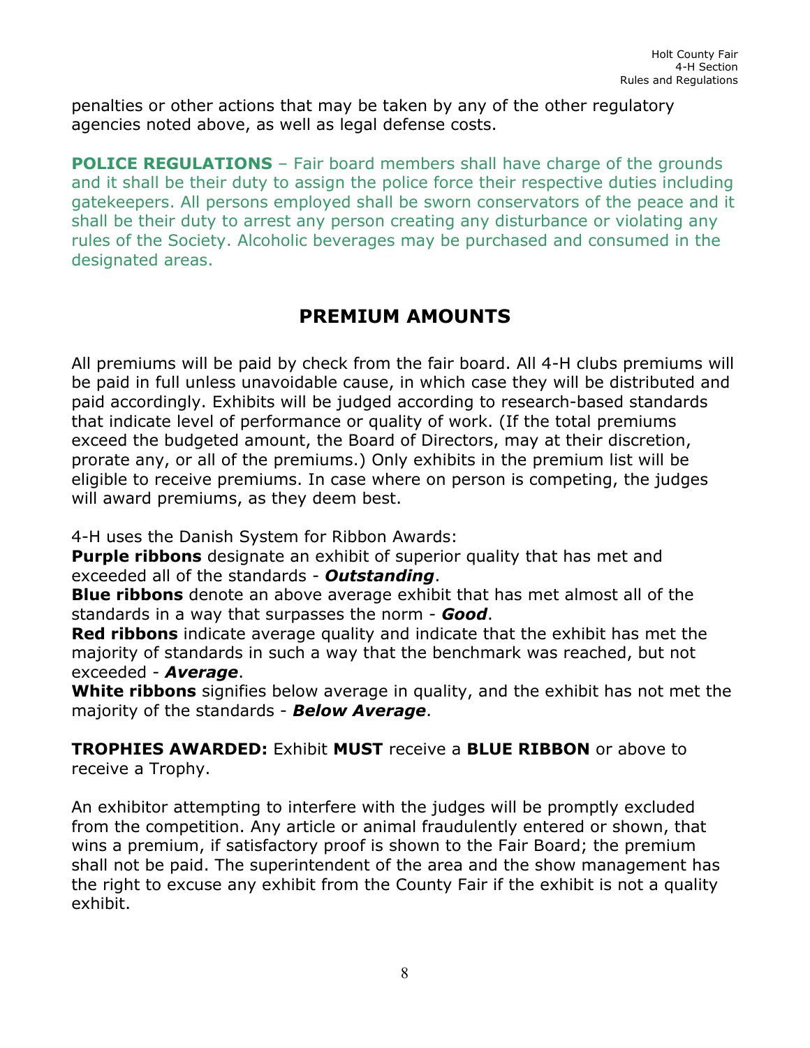penalties or other actions that may be taken by any of the other regulatory agencies noted above, as well as legal defense costs.

**POLICE REGULATIONS** – Fair board members shall have charge of the grounds and it shall be their duty to assign the police force their respective duties including gatekeepers. All persons employed shall be sworn conservators of the peace and it shall be their duty to arrest any person creating any disturbance or violating any rules of the Society. Alcoholic beverages may be purchased and consumed in the designated areas.

## PREMIUM AMOUNTS

All premiums will be paid by check from the fair board. All 4-H clubs premiums will be paid in full unless unavoidable cause, in which case they will be distributed and paid accordingly. Exhibits will be judged according to research-based standards that indicate level of performance or quality of work. (If the total premiums exceed the budgeted amount, the Board of Directors, may at their discretion, prorate any, or all of the premiums.) Only exhibits in the premium list will be eligible to receive premiums. In case where on person is competing, the judges will award premiums, as they deem best.

4-H uses the Danish System for Ribbon Awards:
**Purple ribbons** designate an exhibit of superior quality that has met and exceeded all of the standards - ***Outstanding***.
**Blue ribbons** denote an above average exhibit that has met almost all of the standards in a way that surpasses the norm - ***Good***.
**Red ribbons** indicate average quality and indicate that the exhibit has met the majority of standards in such a way that the benchmark was reached, but not exceeded - ***Average***.
**White ribbons** signifies below average in quality, and the exhibit has not met the majority of the standards - ***Below Average***.

**TROPHIES AWARDED:** Exhibit **MUST** receive a **BLUE RIBBON** or above to receive a Trophy.

An exhibitor attempting to interfere with the judges will be promptly excluded from the competition. Any article or animal fraudulently entered or shown, that wins a premium, if satisfactory proof is shown to the Fair Board; the premium shall not be paid. The superintendent of the area and the show management has the right to excuse any exhibit from the County Fair if the exhibit is not a quality exhibit.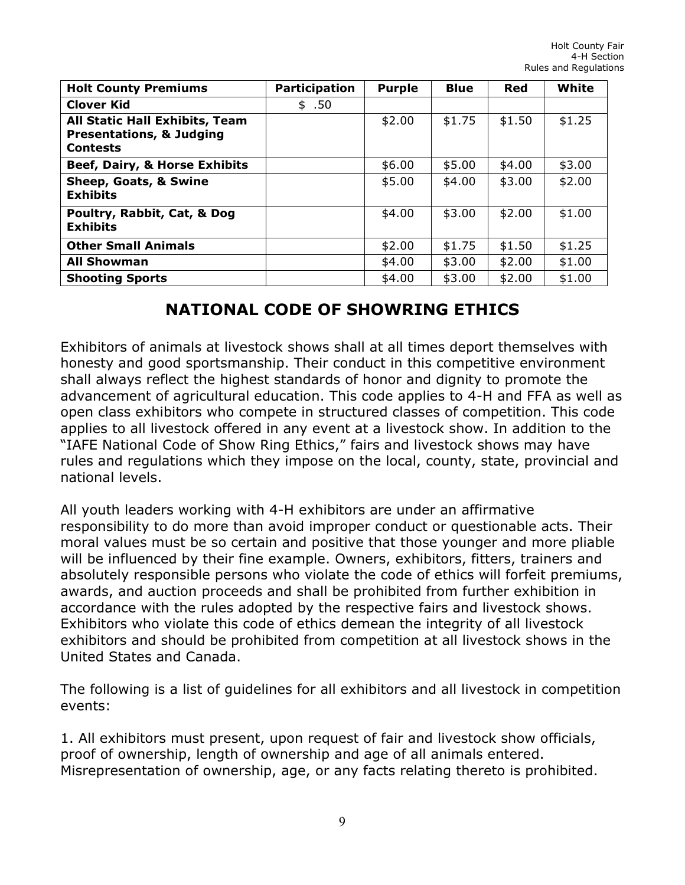| Holt County Premiums | Participation | Purple | Blue | Red | White |
|---|---|---|---|---|---|
| **Clover Kid** | $ .50 | | | | |
| **All Static Hall Exhibits, Team Presentations, & Judging Contests** | | $2.00 | $1.75 | $1.50 | $1.25 |
| **Beef, Dairy, & Horse Exhibits** | | $6.00 | $5.00 | $4.00 | $3.00 |
| **Sheep, Goats, & Swine Exhibits** | | $5.00 | $4.00 | $3.00 | $2.00 |
| **Poultry, Rabbit, Cat, & Dog Exhibits** | | $4.00 | $3.00 | $2.00 | $1.00 |
| **Other Small Animals** | | $2.00 | $1.75 | $1.50 | $1.25 |
| **All Showman** | | $4.00 | $3.00 | $2.00 | $1.00 |
| **Shooting Sports** | | $4.00 | $3.00 | $2.00 | $1.00 |

## NATIONAL CODE OF SHOWRING ETHICS

Exhibitors of animals at livestock shows shall at all times deport themselves with honesty and good sportsmanship. Their conduct in this competitive environment shall always reflect the highest standards of honor and dignity to promote the advancement of agricultural education. This code applies to 4-H and FFA as well as open class exhibitors who compete in structured classes of competition. This code applies to all livestock offered in any event at a livestock show. In addition to the "IAFE National Code of Show Ring Ethics," fairs and livestock shows may have rules and regulations which they impose on the local, county, state, provincial and national levels.

All youth leaders working with 4-H exhibitors are under an affirmative responsibility to do more than avoid improper conduct or questionable acts. Their moral values must be so certain and positive that those younger and more pliable will be influenced by their fine example. Owners, exhibitors, fitters, trainers and absolutely responsible persons who violate the code of ethics will forfeit premiums, awards, and auction proceeds and shall be prohibited from further exhibition in accordance with the rules adopted by the respective fairs and livestock shows. Exhibitors who violate this code of ethics demean the integrity of all livestock exhibitors and should be prohibited from competition at all livestock shows in the United States and Canada.

The following is a list of guidelines for all exhibitors and all livestock in competition events:

1. All exhibitors must present, upon request of fair and livestock show officials, proof of ownership, length of ownership and age of all animals entered. Misrepresentation of ownership, age, or any facts relating thereto is prohibited.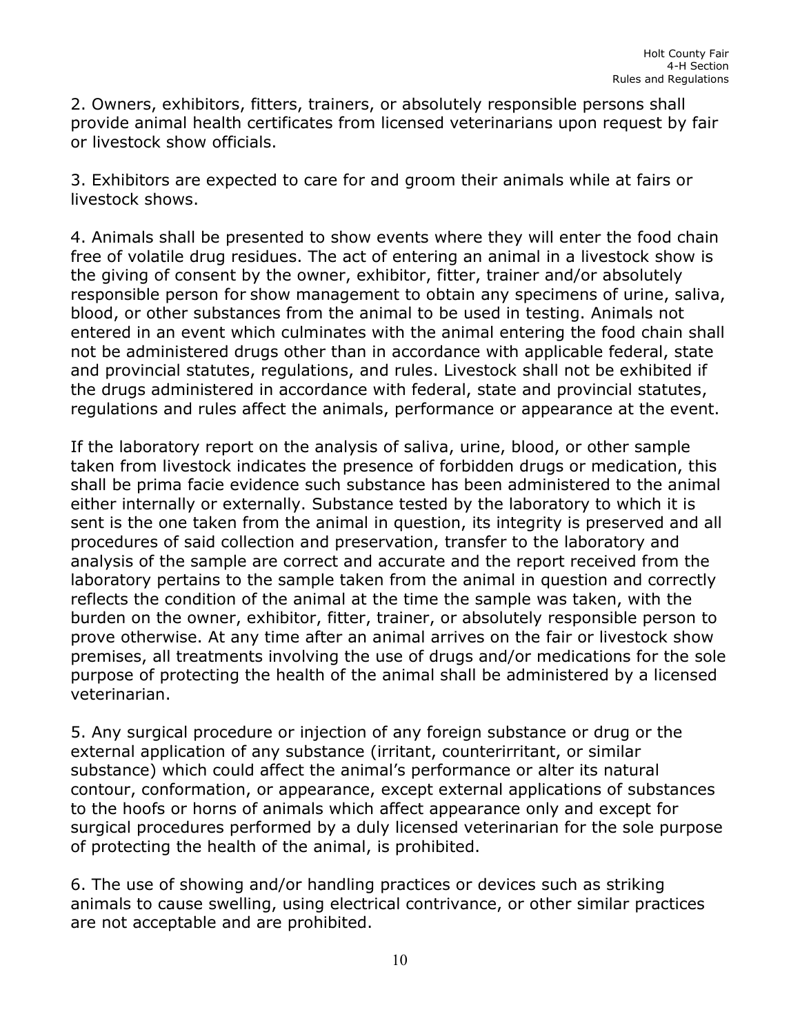2. Owners, exhibitors, fitters, trainers, or absolutely responsible persons shall provide animal health certificates from licensed veterinarians upon request by fair or livestock show officials.

3. Exhibitors are expected to care for and groom their animals while at fairs or livestock shows.

4. Animals shall be presented to show events where they will enter the food chain free of volatile drug residues. The act of entering an animal in a livestock show is the giving of consent by the owner, exhibitor, fitter, trainer and/or absolutely responsible person for show management to obtain any specimens of urine, saliva, blood, or other substances from the animal to be used in testing. Animals not entered in an event which culminates with the animal entering the food chain shall not be administered drugs other than in accordance with applicable federal, state and provincial statutes, regulations, and rules. Livestock shall not be exhibited if the drugs administered in accordance with federal, state and provincial statutes, regulations and rules affect the animals, performance or appearance at the event.

If the laboratory report on the analysis of saliva, urine, blood, or other sample taken from livestock indicates the presence of forbidden drugs or medication, this shall be prima facie evidence such substance has been administered to the animal either internally or externally. Substance tested by the laboratory to which it is sent is the one taken from the animal in question, its integrity is preserved and all procedures of said collection and preservation, transfer to the laboratory and analysis of the sample are correct and accurate and the report received from the laboratory pertains to the sample taken from the animal in question and correctly reflects the condition of the animal at the time the sample was taken, with the burden on the owner, exhibitor, fitter, trainer, or absolutely responsible person to prove otherwise. At any time after an animal arrives on the fair or livestock show premises, all treatments involving the use of drugs and/or medications for the sole purpose of protecting the health of the animal shall be administered by a licensed veterinarian.

5. Any surgical procedure or injection of any foreign substance or drug or the external application of any substance (irritant, counterirritant, or similar substance) which could affect the animal's performance or alter its natural contour, conformation, or appearance, except external applications of substances to the hoofs or horns of animals which affect appearance only and except for surgical procedures performed by a duly licensed veterinarian for the sole purpose of protecting the health of the animal, is prohibited.

6. The use of showing and/or handling practices or devices such as striking animals to cause swelling, using electrical contrivance, or other similar practices are not acceptable and are prohibited.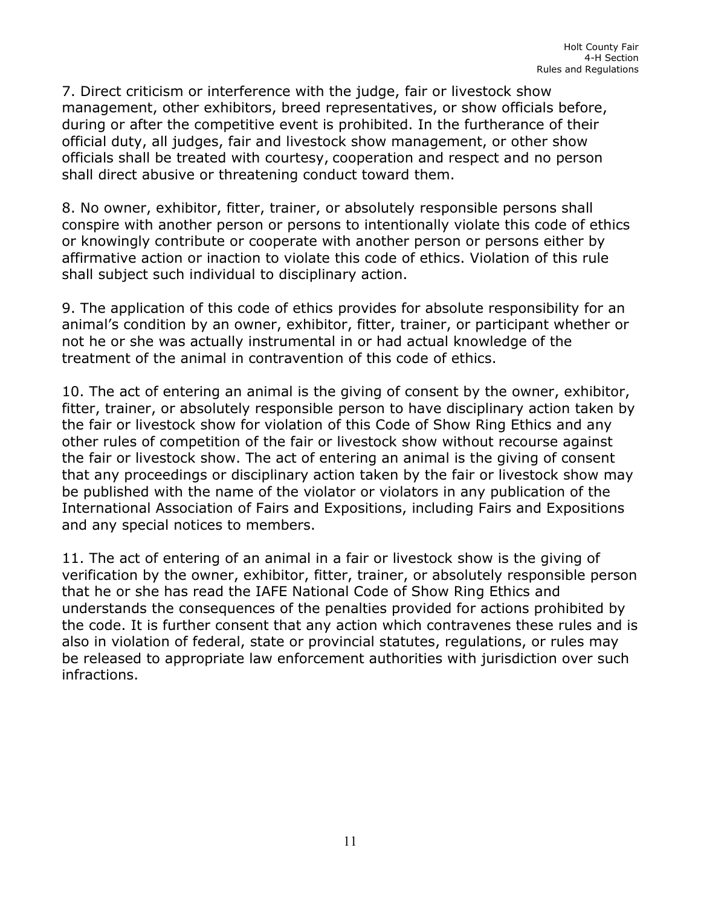7. Direct criticism or interference with the judge, fair or livestock show management, other exhibitors, breed representatives, or show officials before, during or after the competitive event is prohibited. In the furtherance of their official duty, all judges, fair and livestock show management, or other show officials shall be treated with courtesy, cooperation and respect and no person shall direct abusive or threatening conduct toward them.

8. No owner, exhibitor, fitter, trainer, or absolutely responsible persons shall conspire with another person or persons to intentionally violate this code of ethics or knowingly contribute or cooperate with another person or persons either by affirmative action or inaction to violate this code of ethics. Violation of this rule shall subject such individual to disciplinary action.

9. The application of this code of ethics provides for absolute responsibility for an animal's condition by an owner, exhibitor, fitter, trainer, or participant whether or not he or she was actually instrumental in or had actual knowledge of the treatment of the animal in contravention of this code of ethics.

10. The act of entering an animal is the giving of consent by the owner, exhibitor, fitter, trainer, or absolutely responsible person to have disciplinary action taken by the fair or livestock show for violation of this Code of Show Ring Ethics and any other rules of competition of the fair or livestock show without recourse against the fair or livestock show. The act of entering an animal is the giving of consent that any proceedings or disciplinary action taken by the fair or livestock show may be published with the name of the violator or violators in any publication of the International Association of Fairs and Expositions, including Fairs and Expositions and any special notices to members.

11. The act of entering of an animal in a fair or livestock show is the giving of verification by the owner, exhibitor, fitter, trainer, or absolutely responsible person that he or she has read the IAFE National Code of Show Ring Ethics and understands the consequences of the penalties provided for actions prohibited by the code. It is further consent that any action which contravenes these rules and is also in violation of federal, state or provincial statutes, regulations, or rules may be released to appropriate law enforcement authorities with jurisdiction over such infractions.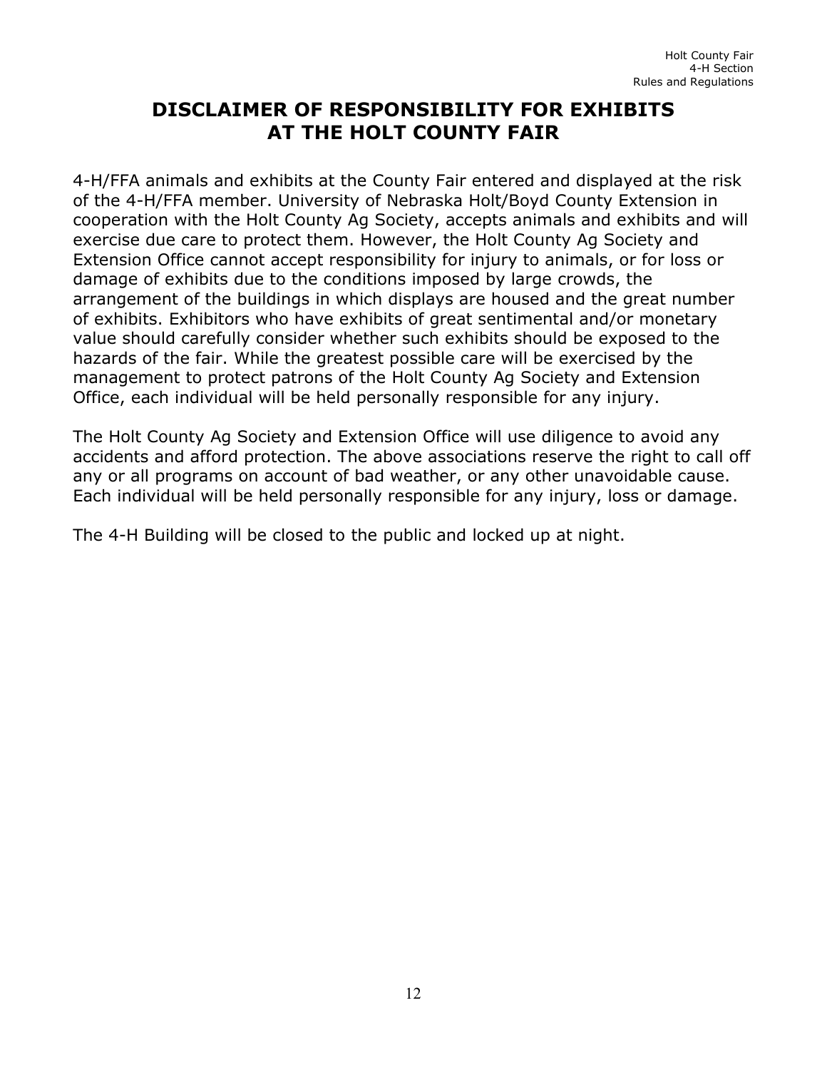# DISCLAIMER OF RESPONSIBILITY FOR EXHIBITS AT THE HOLT COUNTY FAIR

4-H/FFA animals and exhibits at the County Fair entered and displayed at the risk of the 4-H/FFA member. University of Nebraska Holt/Boyd County Extension in cooperation with the Holt County Ag Society, accepts animals and exhibits and will exercise due care to protect them. However, the Holt County Ag Society and Extension Office cannot accept responsibility for injury to animals, or for loss or damage of exhibits due to the conditions imposed by large crowds, the arrangement of the buildings in which displays are housed and the great number of exhibits. Exhibitors who have exhibits of great sentimental and/or monetary value should carefully consider whether such exhibits should be exposed to the hazards of the fair. While the greatest possible care will be exercised by the management to protect patrons of the Holt County Ag Society and Extension Office, each individual will be held personally responsible for any injury.

The Holt County Ag Society and Extension Office will use diligence to avoid any accidents and afford protection. The above associations reserve the right to call off any or all programs on account of bad weather, or any other unavoidable cause. Each individual will be held personally responsible for any injury, loss or damage.

The 4-H Building will be closed to the public and locked up at night.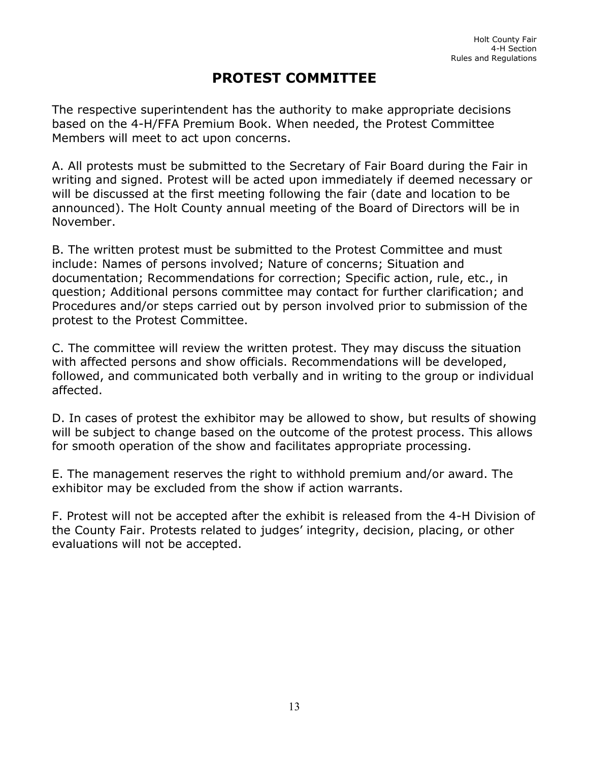# PROTEST COMMITTEE

The respective superintendent has the authority to make appropriate decisions based on the 4-H/FFA Premium Book. When needed, the Protest Committee Members will meet to act upon concerns.

A. All protests must be submitted to the Secretary of Fair Board during the Fair in writing and signed. Protest will be acted upon immediately if deemed necessary or will be discussed at the first meeting following the fair (date and location to be announced). The Holt County annual meeting of the Board of Directors will be in November.

B. The written protest must be submitted to the Protest Committee and must include: Names of persons involved; Nature of concerns; Situation and documentation; Recommendations for correction; Specific action, rule, etc., in question; Additional persons committee may contact for further clarification; and Procedures and/or steps carried out by person involved prior to submission of the protest to the Protest Committee.

C. The committee will review the written protest. They may discuss the situation with affected persons and show officials. Recommendations will be developed, followed, and communicated both verbally and in writing to the group or individual affected.

D. In cases of protest the exhibitor may be allowed to show, but results of showing will be subject to change based on the outcome of the protest process. This allows for smooth operation of the show and facilitates appropriate processing.

E. The management reserves the right to withhold premium and/or award. The exhibitor may be excluded from the show if action warrants.

F. Protest will not be accepted after the exhibit is released from the 4-H Division of the County Fair. Protests related to judges' integrity, decision, placing, or other evaluations will not be accepted.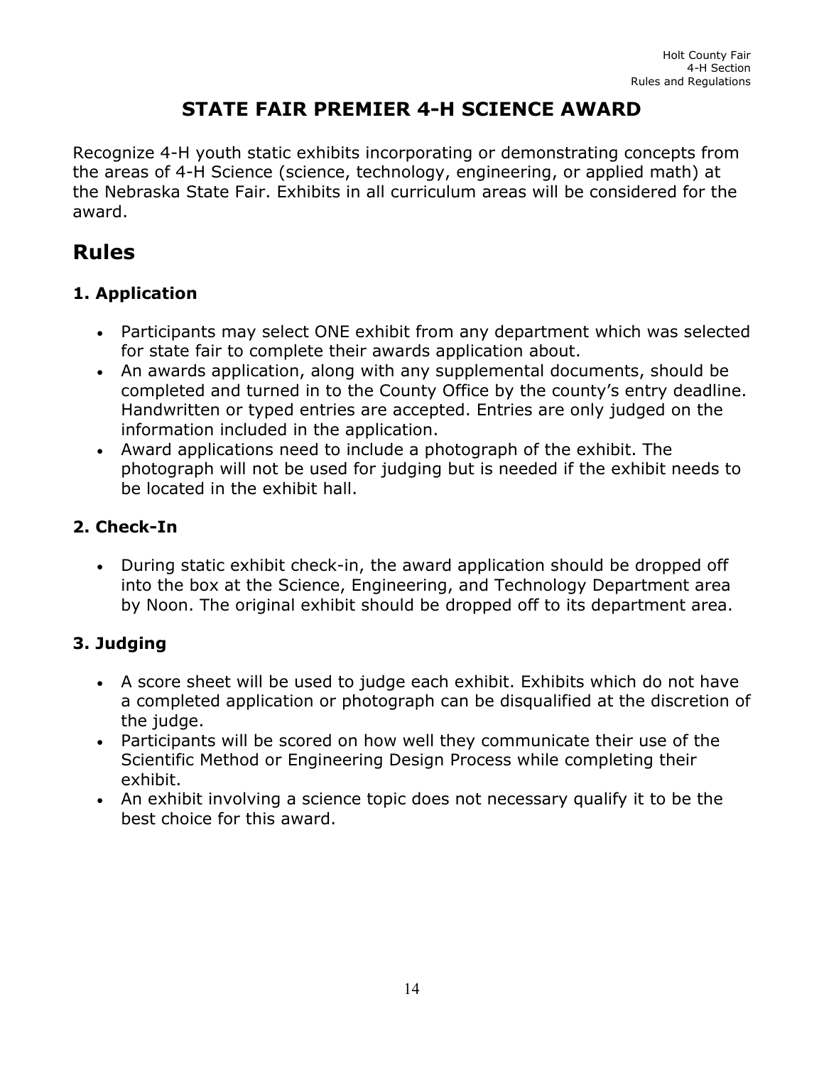# STATE FAIR PREMIER 4-H SCIENCE AWARD

Recognize 4-H youth static exhibits incorporating or demonstrating concepts from the areas of 4-H Science (science, technology, engineering, or applied math) at the Nebraska State Fair. Exhibits in all curriculum areas will be considered for the award.

## Rules

### 1. Application

- Participants may select ONE exhibit from any department which was selected for state fair to complete their awards application about.
- An awards application, along with any supplemental documents, should be completed and turned in to the County Office by the county's entry deadline. Handwritten or typed entries are accepted. Entries are only judged on the information included in the application.
- Award applications need to include a photograph of the exhibit. The photograph will not be used for judging but is needed if the exhibit needs to be located in the exhibit hall.

### 2. Check-In

- During static exhibit check-in, the award application should be dropped off into the box at the Science, Engineering, and Technology Department area by Noon. The original exhibit should be dropped off to its department area.

### 3. Judging

- A score sheet will be used to judge each exhibit. Exhibits which do not have a completed application or photograph can be disqualified at the discretion of the judge.
- Participants will be scored on how well they communicate their use of the Scientific Method or Engineering Design Process while completing their exhibit.
- An exhibit involving a science topic does not necessary qualify it to be the best choice for this award.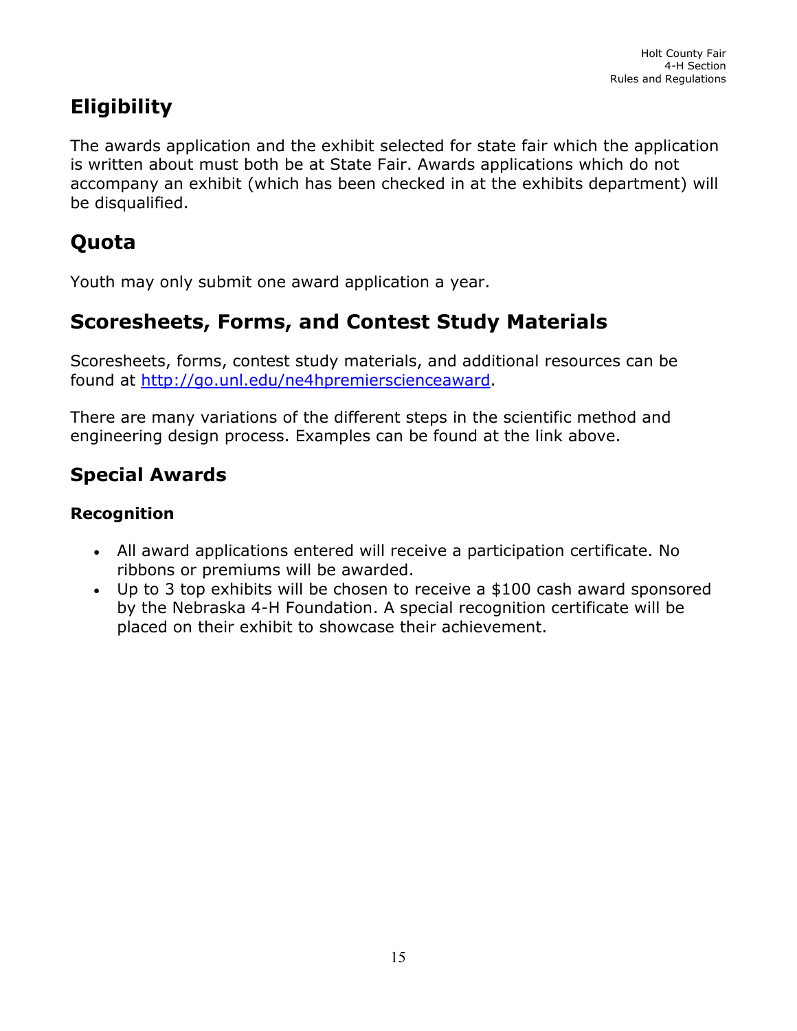## Eligibility

The awards application and the exhibit selected for state fair which the application is written about must both be at State Fair. Awards applications which do not accompany an exhibit (which has been checked in at the exhibits department) will be disqualified.

## Quota

Youth may only submit one award application a year.

## Scoresheets, Forms, and Contest Study Materials

Scoresheets, forms, contest study materials, and additional resources can be found at [http://go.unl.edu/ne4hpremierscienceaward](http://go.unl.edu/ne4hpremierscienceaward).

There are many variations of the different steps in the scientific method and engineering design process. Examples can be found at the link above.

## Special Awards

### Recognition

- All award applications entered will receive a participation certificate. No ribbons or premiums will be awarded.
- Up to 3 top exhibits will be chosen to receive a $100 cash award sponsored by the Nebraska 4-H Foundation. A special recognition certificate will be placed on their exhibit to showcase their achievement.